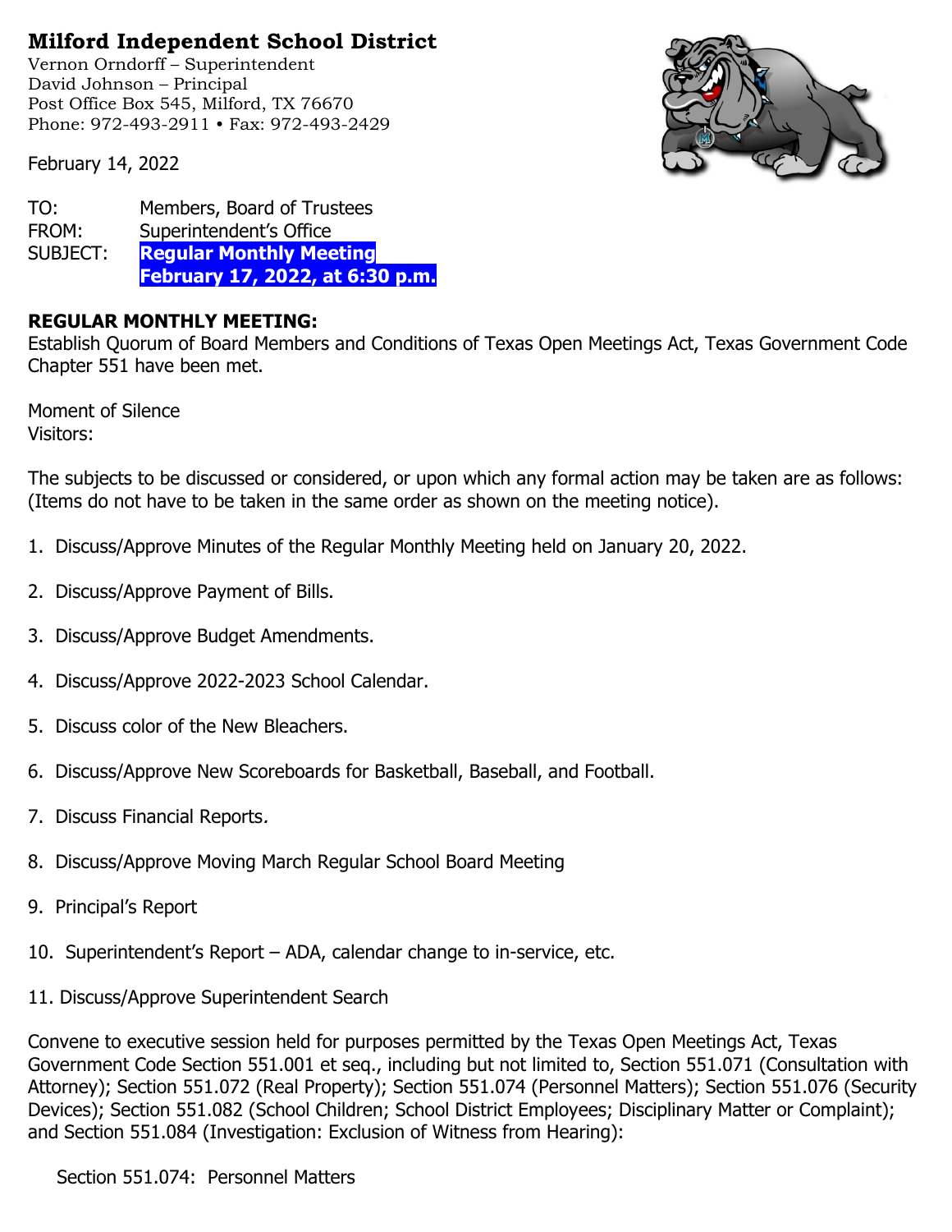# Milford Independent School District

Vernon Orndorff – Superintendent
David Johnson – Principal
Post Office Box 545, Milford, TX 76670
Phone: 972-493-2911 • Fax: 972-493-2429

February 14, 2022

TO: Members, Board of Trustees
FROM: Superintendent's Office
SUBJECT: **Regular Monthly Meeting February 17, 2022, at 6:30 p.m.**

**REGULAR MONTHLY MEETING:**
Establish Quorum of Board Members and Conditions of Texas Open Meetings Act, Texas Government Code Chapter 551 have been met.

Moment of Silence
Visitors:

The subjects to be discussed or considered, or upon which any formal action may be taken are as follows: (Items do not have to be taken in the same order as shown on the meeting notice).

1. Discuss/Approve Minutes of the Regular Monthly Meeting held on January 20, 2022.
2. Discuss/Approve Payment of Bills.
3. Discuss/Approve Budget Amendments.
4. Discuss/Approve 2022-2023 School Calendar.
5. Discuss color of the New Bleachers.
6. Discuss/Approve New Scoreboards for Basketball, Baseball, and Football.
7. Discuss Financial Reports.
8. Discuss/Approve Moving March Regular School Board Meeting
9. Principal's Report
10. Superintendent's Report – ADA, calendar change to in-service, etc.
11. Discuss/Approve Superintendent Search

Convene to executive session held for purposes permitted by the Texas Open Meetings Act, Texas Government Code Section 551.001 et seq., including but not limited to, Section 551.071 (Consultation with Attorney); Section 551.072 (Real Property); Section 551.074 (Personnel Matters); Section 551.076 (Security Devices); Section 551.082 (School Children; School District Employees; Disciplinary Matter or Complaint); and Section 551.084 (Investigation: Exclusion of Witness from Hearing):

Section 551.074: Personnel Matters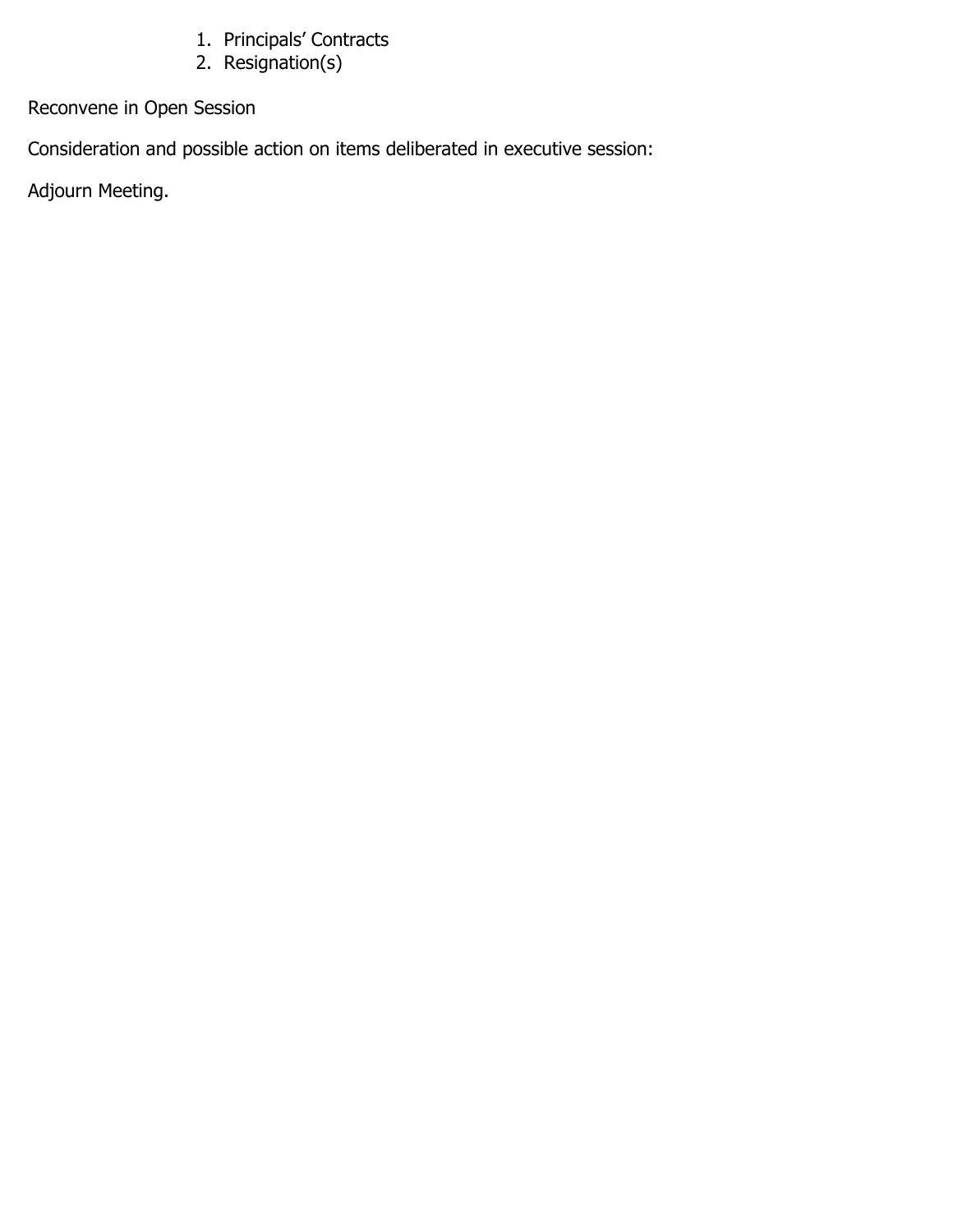1. Principals' Contracts
2. Resignation(s)

Reconvene in Open Session

Consideration and possible action on items deliberated in executive session:

Adjourn Meeting.